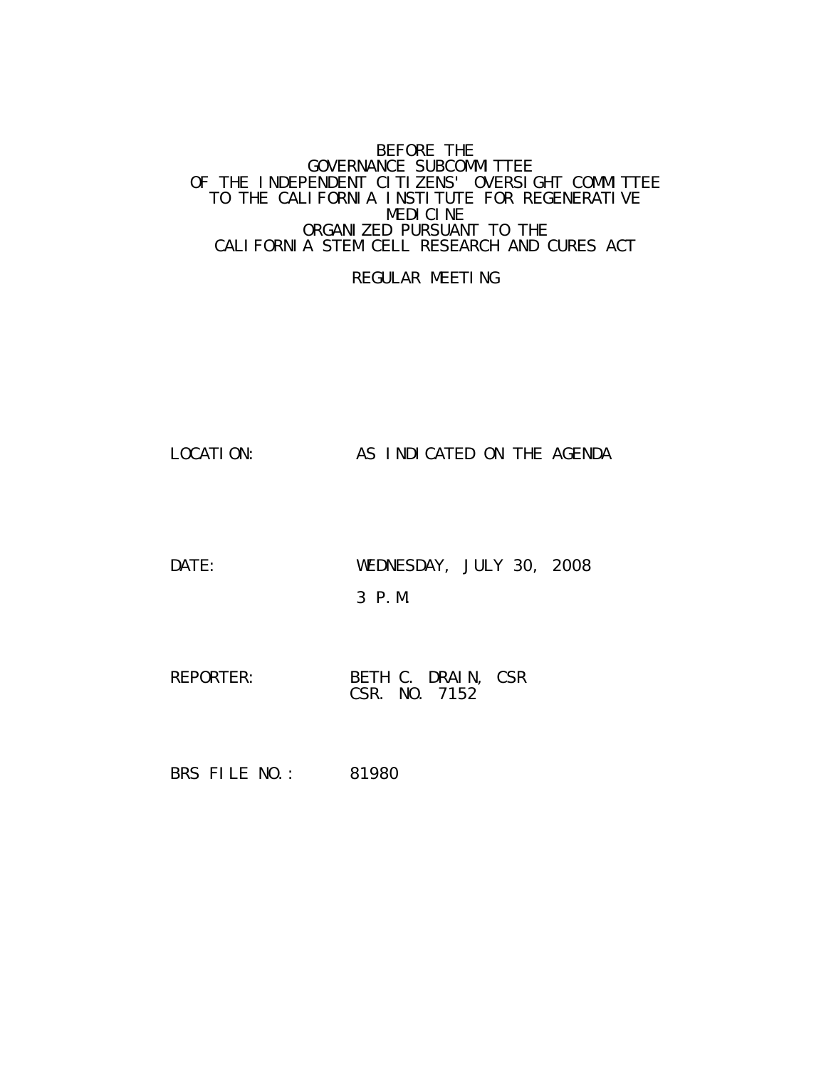BEFORE THE
GOVERNANCE SUBCOMMITTEE
OF THE INDEPENDENT CITIZENS' OVERSIGHT COMMITTEE
TO THE CALIFORNIA INSTITUTE FOR REGENERATIVE
MEDICINE
ORGANIZED PURSUANT TO THE
CALIFORNIA STEM CELL RESEARCH AND CURES ACT

REGULAR MEETING

LOCATION: AS INDICATED ON THE AGENDA

DATE: WEDNESDAY, JULY 30, 2008

3 P.M.

REPORTER: BETH C. DRAIN, CSR
CSR. NO. 7152

BRS FILE NO.: 81980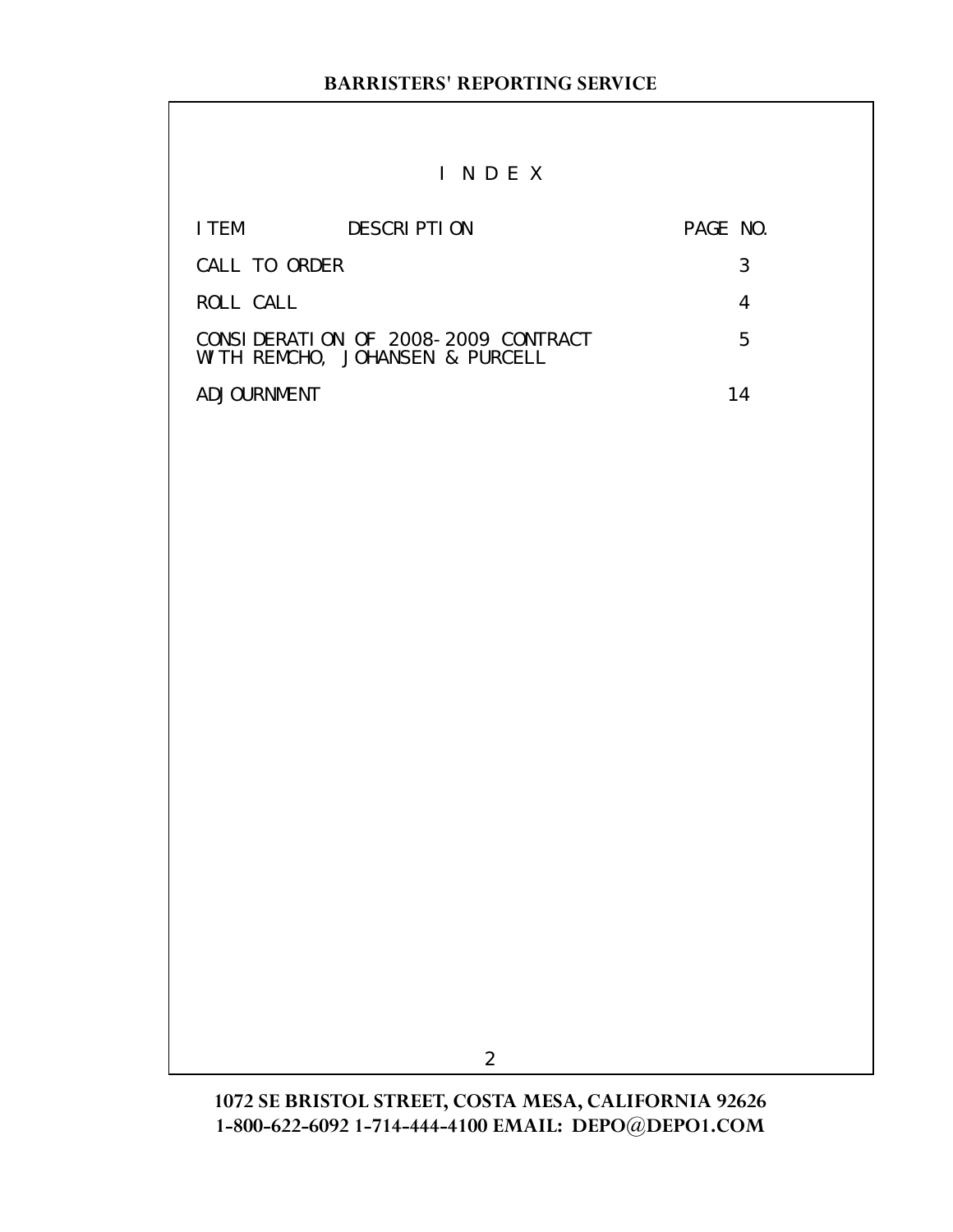# I N D E X

| ITEM DESCRIPTION | PAGE NO. |
|---|---|
| CALL TO ORDER | 3 |
| ROLL CALL | 4 |
| CONSIDERATION OF 2008-2009 CONTRACT WITH REMCHO, JOHANSEN & PURCELL | 5 |
| ADJOURNMENT | 14 |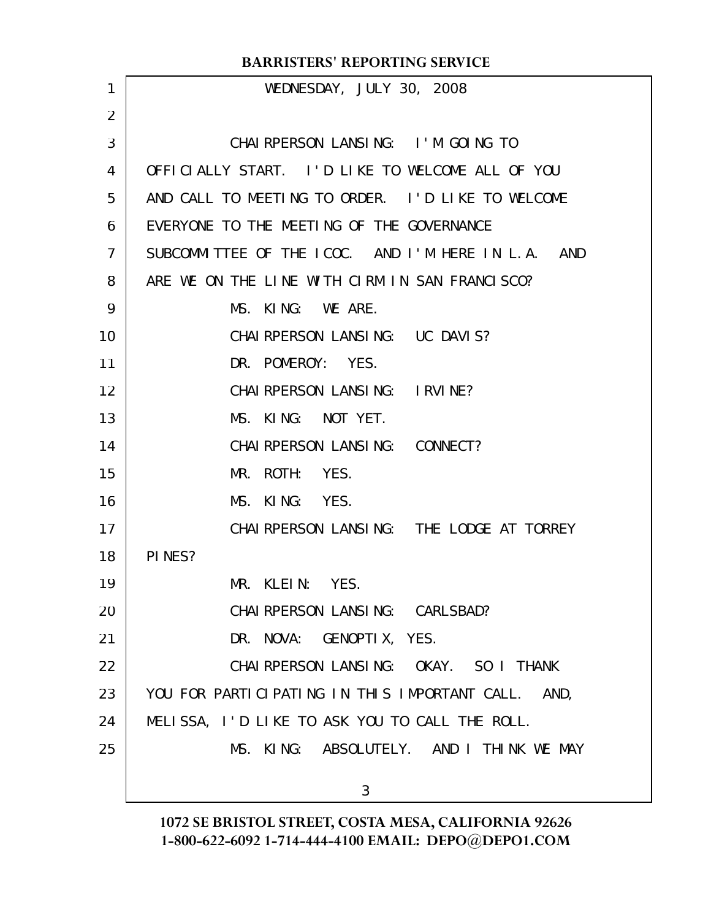WEDNESDAY, JULY 30, 2008

CHAIRPERSON LANSING: I'M GOING TO OFFICIALLY START. I'D LIKE TO WELCOME ALL OF YOU AND CALL TO MEETING TO ORDER. I'D LIKE TO WELCOME EVERYONE TO THE MEETING OF THE GOVERNANCE SUBCOMMITTEE OF THE ICOC. AND I'M HERE IN L.A. AND ARE WE ON THE LINE WITH CIRM IN SAN FRANCISCO?

MS. KING: WE ARE.

CHAIRPERSON LANSING: UC DAVIS?

DR. POMEROY: YES.

CHAIRPERSON LANSING: IRVINE?

MS. KING: NOT YET.

CHAIRPERSON LANSING: CONNECT?

MR. ROTH: YES.

MS. KING: YES.

CHAIRPERSON LANSING: THE LODGE AT TORREY PINES?

MR. KLEIN: YES.

CHAIRPERSON LANSING: CARLSBAD?

DR. NOVA: GENOPTIX, YES.

CHAIRPERSON LANSING: OKAY. SO I THANK YOU FOR PARTICIPATING IN THIS IMPORTANT CALL. AND, MELISSA, I'D LIKE TO ASK YOU TO CALL THE ROLL.

MS. KING: ABSOLUTELY. AND I THINK WE MAY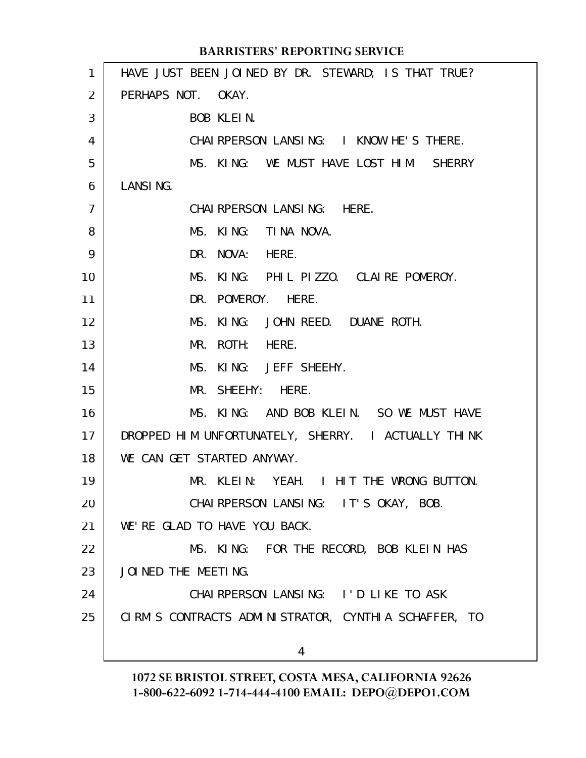HAVE JUST BEEN JOINED BY DR. STEWARD; IS THAT TRUE? PERHAPS NOT. OKAY.

BOB KLEIN.

CHAIRPERSON LANSING: I KNOW HE'S THERE.

MS. KING: WE MUST HAVE LOST HIM. SHERRY LANSING.

CHAIRPERSON LANSING: HERE.

MS. KING: TINA NOVA.

DR. NOVA: HERE.

MS. KING: PHIL PIZZO. CLAIRE POMEROY.

DR. POMEROY. HERE.

MS. KING: JOHN REED. DUANE ROTH.

MR. ROTH: HERE.

MS. KING: JEFF SHEEHY.

MR. SHEEHY: HERE.

MS. KING: AND BOB KLEIN. SO WE MUST HAVE DROPPED HIM UNFORTUNATELY, SHERRY. I ACTUALLY THINK WE CAN GET STARTED ANYWAY.

MR. KLEIN: YEAH. I HIT THE WRONG BUTTON.

CHAIRPERSON LANSING: IT'S OKAY, BOB. WE'RE GLAD TO HAVE YOU BACK.

MS. KING: FOR THE RECORD, BOB KLEIN HAS JOINED THE MEETING.

CHAIRPERSON LANSING: I'D LIKE TO ASK CIRM'S CONTRACTS ADMINISTRATOR, CYNTHIA SCHAFFER, TO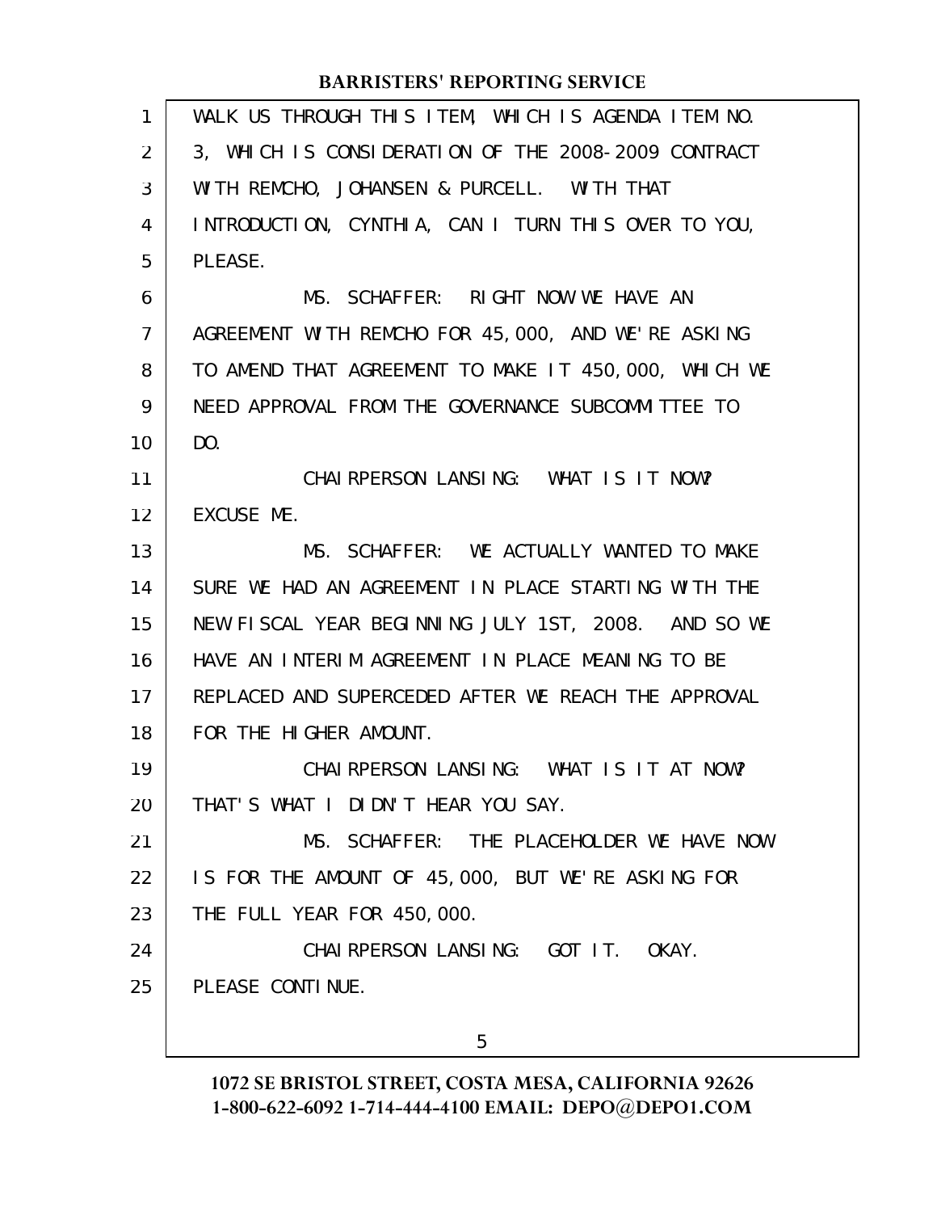WALK US THROUGH THIS ITEM, WHICH IS AGENDA ITEM NO. 3, WHICH IS CONSIDERATION OF THE 2008-2009 CONTRACT WITH REMCHO, JOHANSEN & PURCELL. WITH THAT INTRODUCTION, CYNTHIA, CAN I TURN THIS OVER TO YOU, PLEASE.

MS. SCHAFFER: RIGHT NOW WE HAVE AN AGREEMENT WITH REMCHO FOR 45,000, AND WE'RE ASKING TO AMEND THAT AGREEMENT TO MAKE IT 450,000, WHICH WE NEED APPROVAL FROM THE GOVERNANCE SUBCOMMITTEE TO DO.

CHAIRPERSON LANSING: WHAT IS IT NOW? EXCUSE ME.

MS. SCHAFFER: WE ACTUALLY WANTED TO MAKE SURE WE HAD AN AGREEMENT IN PLACE STARTING WITH THE NEW FISCAL YEAR BEGINNING JULY 1ST, 2008. AND SO WE HAVE AN INTERIM AGREEMENT IN PLACE MEANING TO BE REPLACED AND SUPERCEDED AFTER WE REACH THE APPROVAL FOR THE HIGHER AMOUNT.

CHAIRPERSON LANSING: WHAT IS IT AT NOW? THAT'S WHAT I DIDN'T HEAR YOU SAY.

MS. SCHAFFER: THE PLACEHOLDER WE HAVE NOW IS FOR THE AMOUNT OF 45,000, BUT WE'RE ASKING FOR THE FULL YEAR FOR 450,000.

CHAIRPERSON LANSING: GOT IT. OKAY. PLEASE CONTINUE.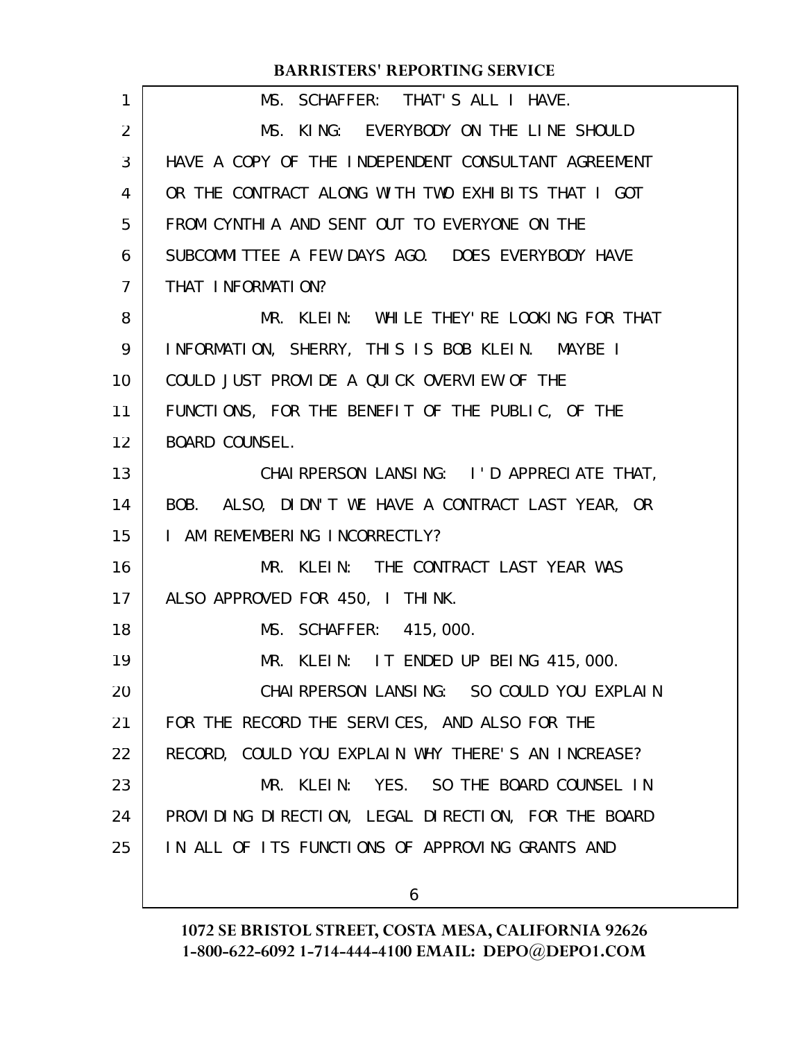MS. SCHAFFER: THAT'S ALL I HAVE.

MS. KING: EVERYBODY ON THE LINE SHOULD HAVE A COPY OF THE INDEPENDENT CONSULTANT AGREEMENT OR THE CONTRACT ALONG WITH TWO EXHIBITS THAT I GOT FROM CYNTHIA AND SENT OUT TO EVERYONE ON THE SUBCOMMITTEE A FEW DAYS AGO. DOES EVERYBODY HAVE THAT INFORMATION?

MR. KLEIN: WHILE THEY'RE LOOKING FOR THAT INFORMATION, SHERRY, THIS IS BOB KLEIN. MAYBE I COULD JUST PROVIDE A QUICK OVERVIEW OF THE FUNCTIONS, FOR THE BENEFIT OF THE PUBLIC, OF THE BOARD COUNSEL.

CHAIRPERSON LANSING: I'D APPRECIATE THAT, BOB. ALSO, DIDN'T WE HAVE A CONTRACT LAST YEAR, OR I AM REMEMBERING INCORRECTLY?

MR. KLEIN: THE CONTRACT LAST YEAR WAS ALSO APPROVED FOR 450, I THINK.

MS. SCHAFFER: 415,000.

MR. KLEIN: IT ENDED UP BEING 415,000.

CHAIRPERSON LANSING: SO COULD YOU EXPLAIN FOR THE RECORD THE SERVICES, AND ALSO FOR THE RECORD, COULD YOU EXPLAIN WHY THERE'S AN INCREASE?

MR. KLEIN: YES. SO THE BOARD COUNSEL IN PROVIDING DIRECTION, LEGAL DIRECTION, FOR THE BOARD IN ALL OF ITS FUNCTIONS OF APPROVING GRANTS AND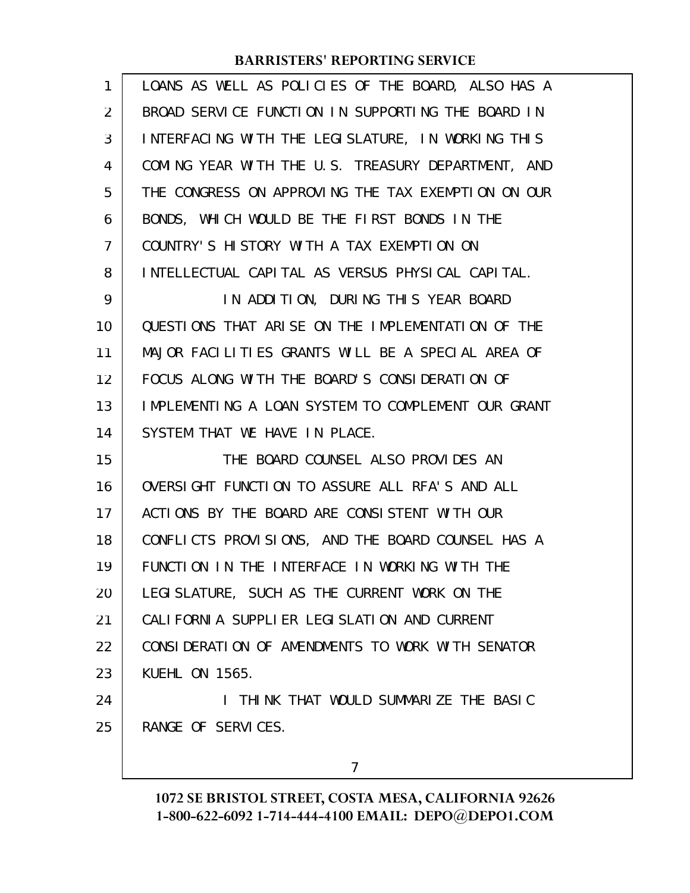LOANS AS WELL AS POLICIES OF THE BOARD, ALSO HAS A BROAD SERVICE FUNCTION IN SUPPORTING THE BOARD IN INTERFACING WITH THE LEGISLATURE, IN WORKING THIS COMING YEAR WITH THE U.S. TREASURY DEPARTMENT, AND THE CONGRESS ON APPROVING THE TAX EXEMPTION ON OUR BONDS, WHICH WOULD BE THE FIRST BONDS IN THE COUNTRY'S HISTORY WITH A TAX EXEMPTION ON INTELLECTUAL CAPITAL AS VERSUS PHYSICAL CAPITAL.

IN ADDITION, DURING THIS YEAR BOARD QUESTIONS THAT ARISE ON THE IMPLEMENTATION OF THE MAJOR FACILITIES GRANTS WILL BE A SPECIAL AREA OF FOCUS ALONG WITH THE BOARD'S CONSIDERATION OF IMPLEMENTING A LOAN SYSTEM TO COMPLEMENT OUR GRANT SYSTEM THAT WE HAVE IN PLACE.

THE BOARD COUNSEL ALSO PROVIDES AN OVERSIGHT FUNCTION TO ASSURE ALL RFA'S AND ALL ACTIONS BY THE BOARD ARE CONSISTENT WITH OUR CONFLICTS PROVISIONS, AND THE BOARD COUNSEL HAS A FUNCTION IN THE INTERFACE IN WORKING WITH THE LEGISLATURE, SUCH AS THE CURRENT WORK ON THE CALIFORNIA SUPPLIER LEGISLATION AND CURRENT CONSIDERATION OF AMENDMENTS TO WORK WITH SENATOR KUEHL ON 1565.

I THINK THAT WOULD SUMMARIZE THE BASIC RANGE OF SERVICES.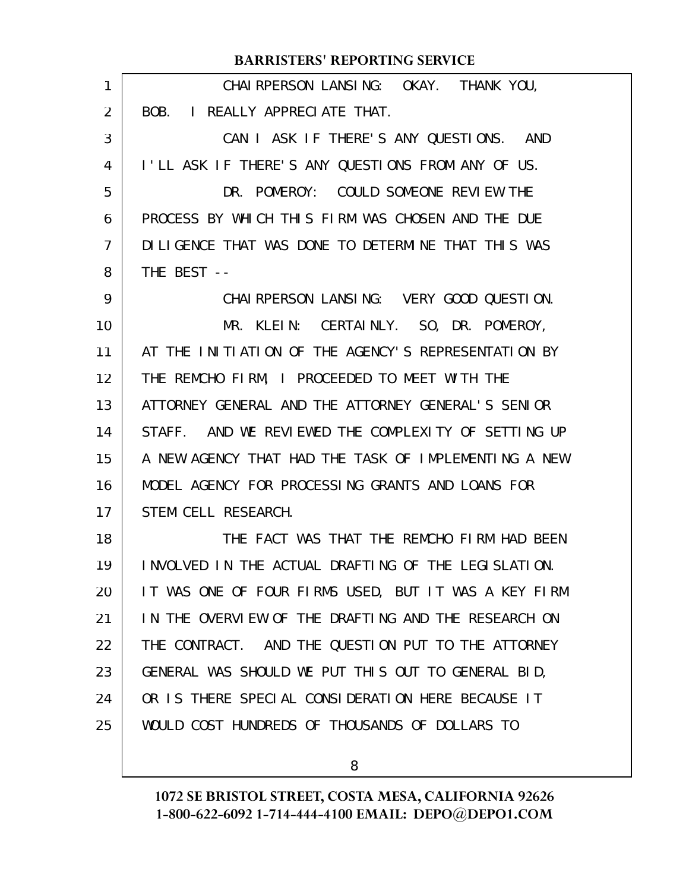CHAIRPERSON LANSING: OKAY. THANK YOU, BOB. I REALLY APPRECIATE THAT.

CAN I ASK IF THERE'S ANY QUESTIONS. AND I'LL ASK IF THERE'S ANY QUESTIONS FROM ANY OF US.

DR. POMEROY: COULD SOMEONE REVIEW THE PROCESS BY WHICH THIS FIRM WAS CHOSEN AND THE DUE DILIGENCE THAT WAS DONE TO DETERMINE THAT THIS WAS THE BEST --

CHAIRPERSON LANSING: VERY GOOD QUESTION.

MR. KLEIN: CERTAINLY. SO, DR. POMEROY, AT THE INITIATION OF THE AGENCY'S REPRESENTATION BY THE REMCHO FIRM, I PROCEEDED TO MEET WITH THE ATTORNEY GENERAL AND THE ATTORNEY GENERAL'S SENIOR STAFF. AND WE REVIEWED THE COMPLEXITY OF SETTING UP A NEW AGENCY THAT HAD THE TASK OF IMPLEMENTING A NEW MODEL AGENCY FOR PROCESSING GRANTS AND LOANS FOR STEM CELL RESEARCH.

THE FACT WAS THAT THE REMCHO FIRM HAD BEEN INVOLVED IN THE ACTUAL DRAFTING OF THE LEGISLATION. IT WAS ONE OF FOUR FIRMS USED, BUT IT WAS A KEY FIRM IN THE OVERVIEW OF THE DRAFTING AND THE RESEARCH ON THE CONTRACT. AND THE QUESTION PUT TO THE ATTORNEY GENERAL WAS SHOULD WE PUT THIS OUT TO GENERAL BID, OR IS THERE SPECIAL CONSIDERATION HERE BECAUSE IT WOULD COST HUNDREDS OF THOUSANDS OF DOLLARS TO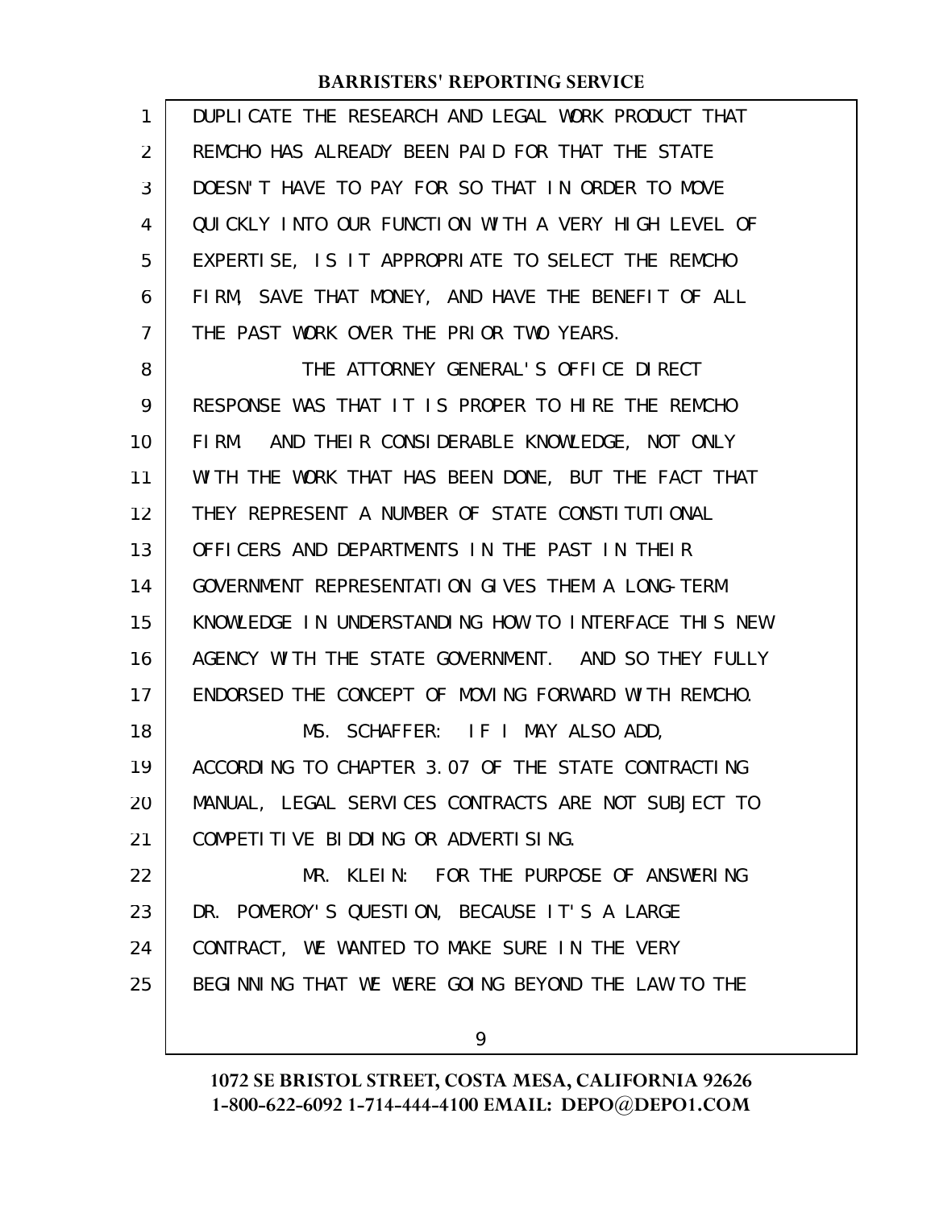DUPLICATE THE RESEARCH AND LEGAL WORK PRODUCT THAT REMCHO HAS ALREADY BEEN PAID FOR THAT THE STATE DOESN'T HAVE TO PAY FOR SO THAT IN ORDER TO MOVE QUICKLY INTO OUR FUNCTION WITH A VERY HIGH LEVEL OF EXPERTISE, IS IT APPROPRIATE TO SELECT THE REMCHO FIRM, SAVE THAT MONEY, AND HAVE THE BENEFIT OF ALL THE PAST WORK OVER THE PRIOR TWO YEARS.

THE ATTORNEY GENERAL'S OFFICE DIRECT RESPONSE WAS THAT IT IS PROPER TO HIRE THE REMCHO FIRM. AND THEIR CONSIDERABLE KNOWLEDGE, NOT ONLY WITH THE WORK THAT HAS BEEN DONE, BUT THE FACT THAT THEY REPRESENT A NUMBER OF STATE CONSTITUTIONAL OFFICERS AND DEPARTMENTS IN THE PAST IN THEIR GOVERNMENT REPRESENTATION GIVES THEM A LONG-TERM KNOWLEDGE IN UNDERSTANDING HOW TO INTERFACE THIS NEW AGENCY WITH THE STATE GOVERNMENT. AND SO THEY FULLY ENDORSED THE CONCEPT OF MOVING FORWARD WITH REMCHO.

MS. SCHAFFER: IF I MAY ALSO ADD, ACCORDING TO CHAPTER 3.07 OF THE STATE CONTRACTING MANUAL, LEGAL SERVICES CONTRACTS ARE NOT SUBJECT TO COMPETITIVE BIDDING OR ADVERTISING.

MR. KLEIN: FOR THE PURPOSE OF ANSWERING DR. POMEROY'S QUESTION, BECAUSE IT'S A LARGE CONTRACT, WE WANTED TO MAKE SURE IN THE VERY BEGINNING THAT WE WERE GOING BEYOND THE LAW TO THE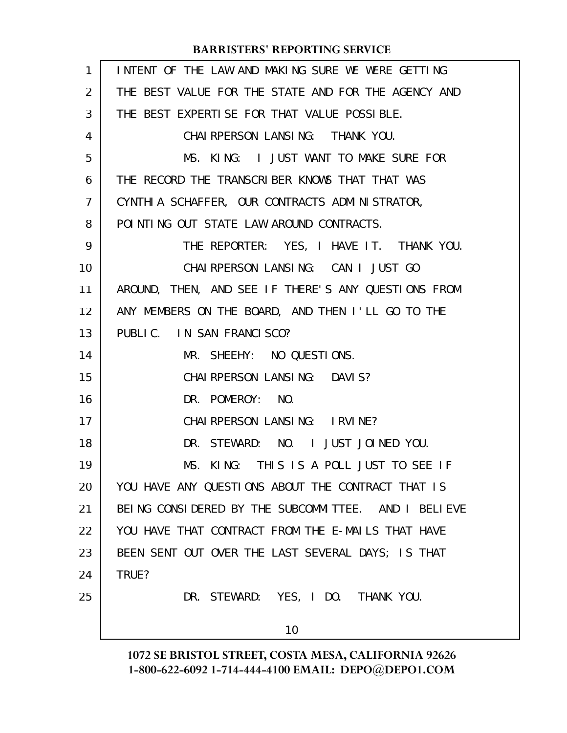INTENT OF THE LAW AND MAKING SURE WE WERE GETTING THE BEST VALUE FOR THE STATE AND FOR THE AGENCY AND THE BEST EXPERTISE FOR THAT VALUE POSSIBLE.

CHAIRPERSON LANSING: THANK YOU.

MS. KING: I JUST WANT TO MAKE SURE FOR THE RECORD THE TRANSCRIBER KNOWS THAT THAT WAS CYNTHIA SCHAFFER, OUR CONTRACTS ADMINISTRATOR, POINTING OUT STATE LAW AROUND CONTRACTS.

THE REPORTER: YES, I HAVE IT. THANK YOU.

CHAIRPERSON LANSING: CAN I JUST GO AROUND, THEN, AND SEE IF THERE'S ANY QUESTIONS FROM ANY MEMBERS ON THE BOARD, AND THEN I'LL GO TO THE PUBLIC. IN SAN FRANCISCO?

MR. SHEEHY: NO QUESTIONS.

CHAIRPERSON LANSING: DAVIS?

DR. POMEROY: NO.

CHAIRPERSON LANSING: IRVINE?

DR. STEWARD: NO. I JUST JOINED YOU.

MS. KING: THIS IS A POLL JUST TO SEE IF YOU HAVE ANY QUESTIONS ABOUT THE CONTRACT THAT IS BEING CONSIDERED BY THE SUBCOMMITTEE. AND I BELIEVE YOU HAVE THAT CONTRACT FROM THE E-MAILS THAT HAVE BEEN SENT OUT OVER THE LAST SEVERAL DAYS; IS THAT TRUE?

DR. STEWARD: YES, I DO. THANK YOU.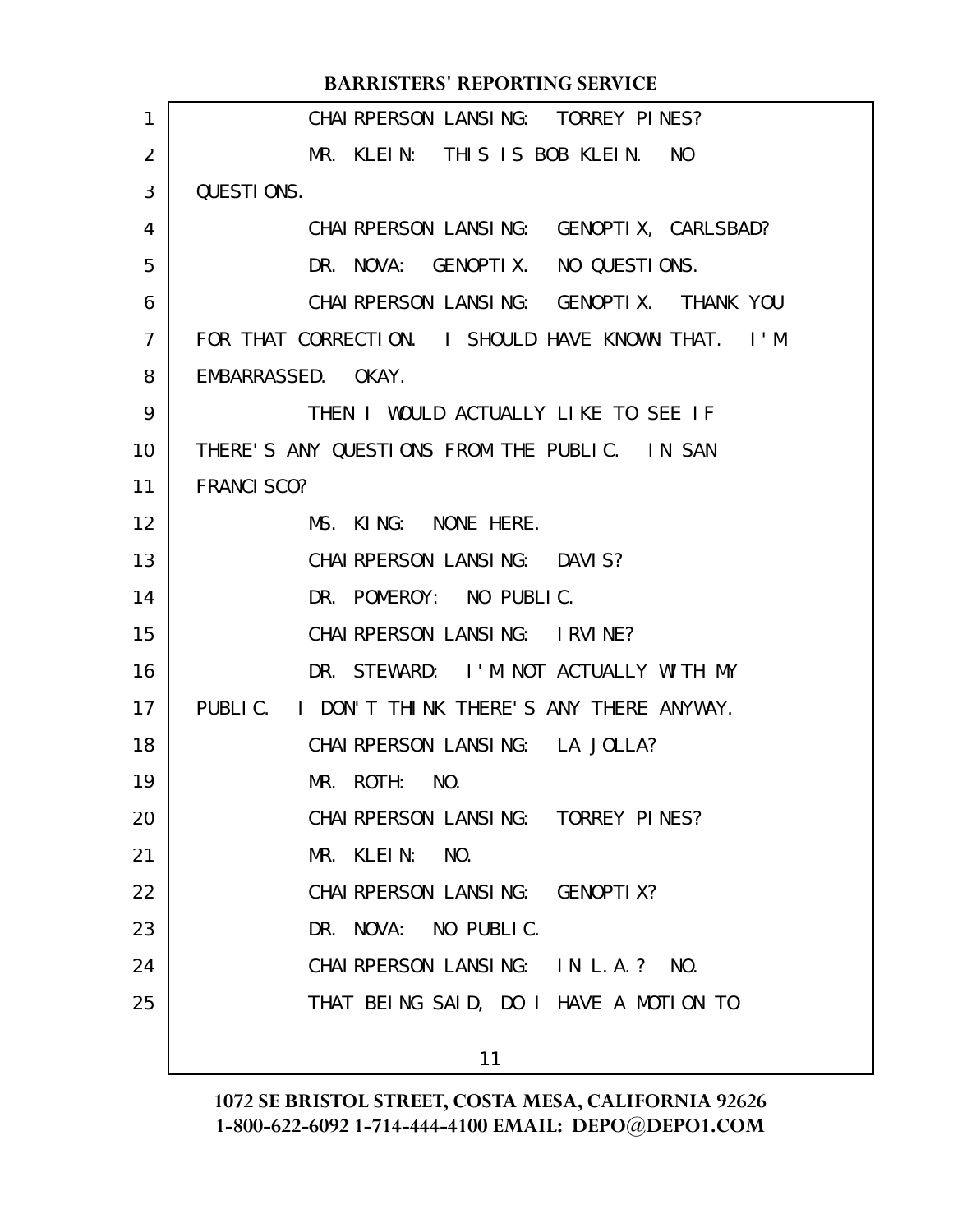CHAIRPERSON LANSING: TORREY PINES?

MR. KLEIN: THIS IS BOB KLEIN. NO QUESTIONS.

CHAIRPERSON LANSING: GENOPTIX, CARLSBAD?

DR. NOVA: GENOPTIX. NO QUESTIONS.

CHAIRPERSON LANSING: GENOPTIX. THANK YOU FOR THAT CORRECTION. I SHOULD HAVE KNOWN THAT. I'M EMBARRASSED. OKAY.

THEN I WOULD ACTUALLY LIKE TO SEE IF THERE'S ANY QUESTIONS FROM THE PUBLIC. IN SAN FRANCISCO?

MS. KING: NONE HERE.

CHAIRPERSON LANSING: DAVIS?

DR. POMEROY: NO PUBLIC.

CHAIRPERSON LANSING: IRVINE?

DR. STEWARD: I'M NOT ACTUALLY WITH MY PUBLIC. I DON'T THINK THERE'S ANY THERE ANYWAY.

CHAIRPERSON LANSING: LA JOLLA?

MR. ROTH: NO.

CHAIRPERSON LANSING: TORREY PINES?

MR. KLEIN: NO.

CHAIRPERSON LANSING: GENOPTIX?

DR. NOVA: NO PUBLIC.

CHAIRPERSON LANSING: IN L.A.? NO.

THAT BEING SAID, DO I HAVE A MOTION TO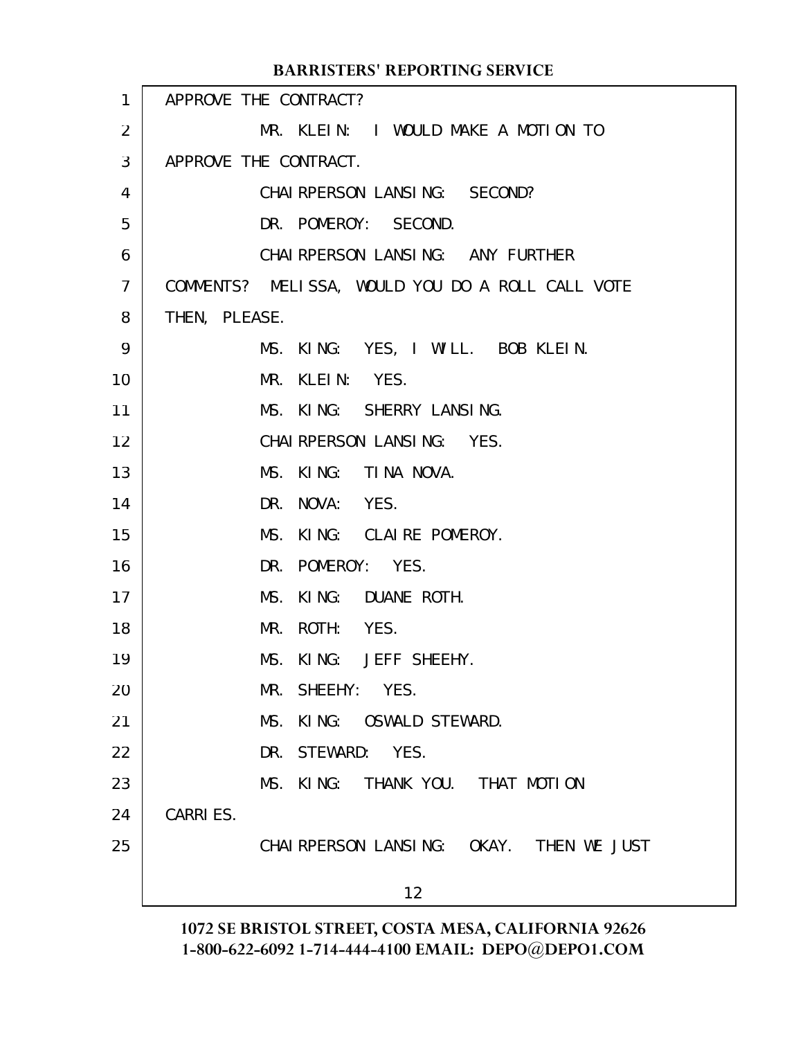APPROVE THE CONTRACT?

MR. KLEIN: I WOULD MAKE A MOTION TO APPROVE THE CONTRACT.

CHAIRPERSON LANSING: SECOND?

DR. POMEROY: SECOND.

CHAIRPERSON LANSING: ANY FURTHER COMMENTS? MELISSA, WOULD YOU DO A ROLL CALL VOTE THEN, PLEASE.

MS. KING: YES, I WILL. BOB KLEIN.

MR. KLEIN: YES.

MS. KING: SHERRY LANSING.

CHAIRPERSON LANSING: YES.

MS. KING: TINA NOVA.

DR. NOVA: YES.

MS. KING: CLAIRE POMEROY.

DR. POMEROY: YES.

MS. KING: DUANE ROTH.

MR. ROTH: YES.

MS. KING: JEFF SHEEHY.

MR. SHEEHY: YES.

MS. KING: OSWALD STEWARD.

DR. STEWARD: YES.

MS. KING: THANK YOU. THAT MOTION CARRIES.

CHAIRPERSON LANSING: OKAY. THEN WE JUST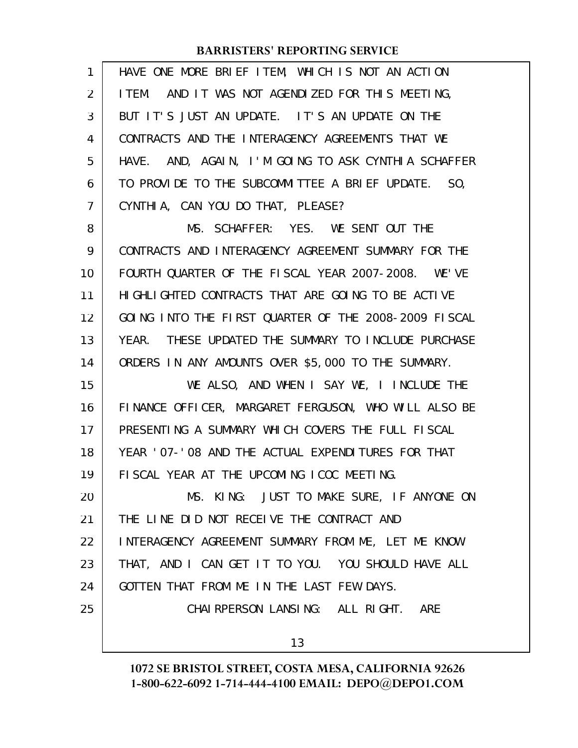HAVE ONE MORE BRIEF ITEM, WHICH IS NOT AN ACTION ITEM. AND IT WAS NOT AGENDIZED FOR THIS MEETING, BUT IT'S JUST AN UPDATE. IT'S AN UPDATE ON THE CONTRACTS AND THE INTERAGENCY AGREEMENTS THAT WE HAVE. AND, AGAIN, I'M GOING TO ASK CYNTHIA SCHAFFER TO PROVIDE TO THE SUBCOMMITTEE A BRIEF UPDATE. SO, CYNTHIA, CAN YOU DO THAT, PLEASE?

MS. SCHAFFER: YES. WE SENT OUT THE CONTRACTS AND INTERAGENCY AGREEMENT SUMMARY FOR THE FOURTH QUARTER OF THE FISCAL YEAR 2007-2008. WE'VE HIGHLIGHTED CONTRACTS THAT ARE GOING TO BE ACTIVE GOING INTO THE FIRST QUARTER OF THE 2008-2009 FISCAL YEAR. THESE UPDATED THE SUMMARY TO INCLUDE PURCHASE ORDERS IN ANY AMOUNTS OVER $5,000 TO THE SUMMARY.

WE ALSO, AND WHEN I SAY WE, I INCLUDE THE FINANCE OFFICER, MARGARET FERGUSON, WHO WILL ALSO BE PRESENTING A SUMMARY WHICH COVERS THE FULL FISCAL YEAR '07-'08 AND THE ACTUAL EXPENDITURES FOR THAT FISCAL YEAR AT THE UPCOMING ICOC MEETING.

MS. KING: JUST TO MAKE SURE, IF ANYONE ON THE LINE DID NOT RECEIVE THE CONTRACT AND INTERAGENCY AGREEMENT SUMMARY FROM ME, LET ME KNOW THAT, AND I CAN GET IT TO YOU. YOU SHOULD HAVE ALL GOTTEN THAT FROM ME IN THE LAST FEW DAYS.

CHAIRPERSON LANSING: ALL RIGHT. ARE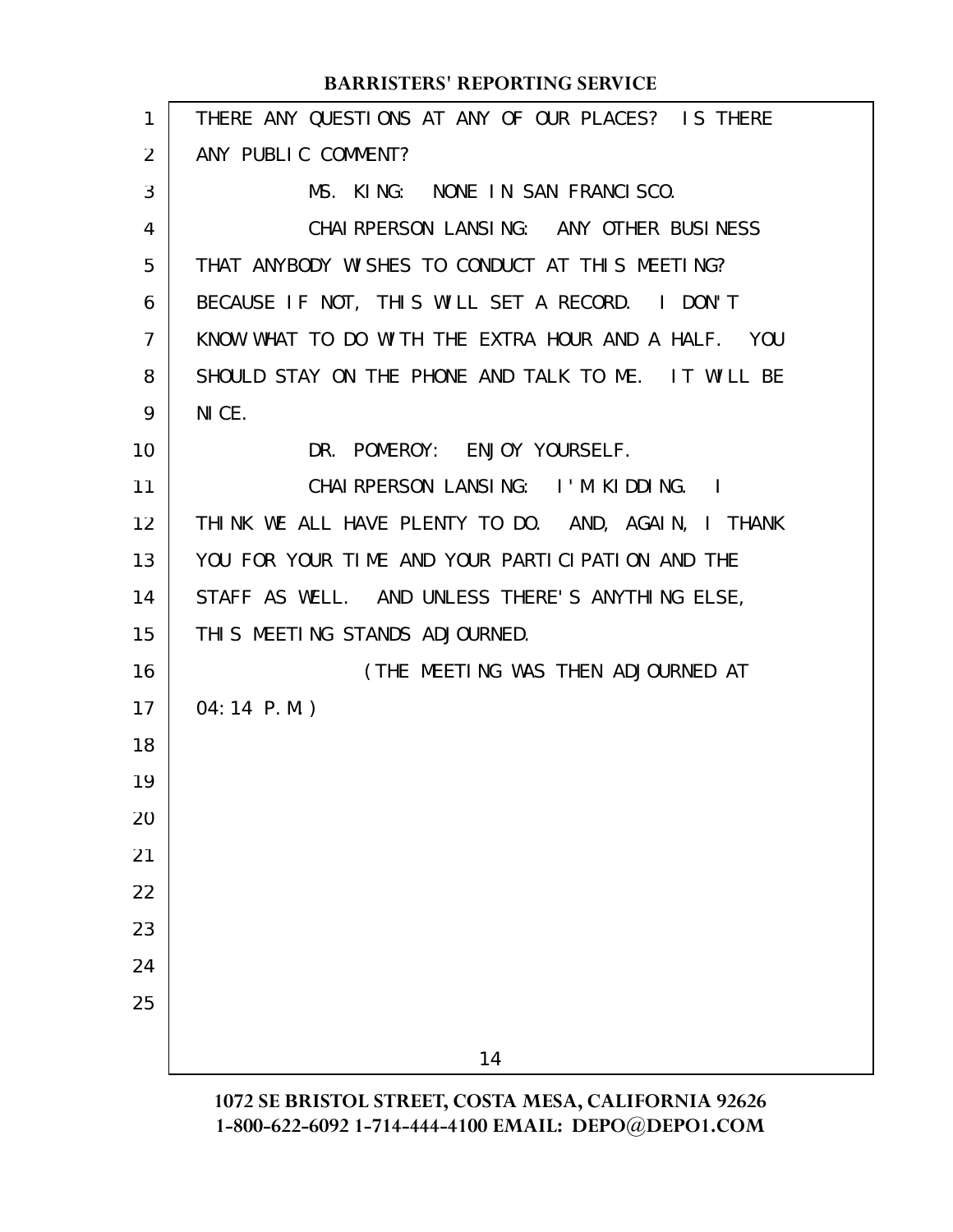THERE ANY QUESTIONS AT ANY OF OUR PLACES? IS THERE ANY PUBLIC COMMENT?

MS. KING: NONE IN SAN FRANCISCO.

CHAIRPERSON LANSING: ANY OTHER BUSINESS THAT ANYBODY WISHES TO CONDUCT AT THIS MEETING? BECAUSE IF NOT, THIS WILL SET A RECORD. I DON'T KNOW WHAT TO DO WITH THE EXTRA HOUR AND A HALF. YOU SHOULD STAY ON THE PHONE AND TALK TO ME. IT WILL BE NICE.

DR. POMEROY: ENJOY YOURSELF.

CHAIRPERSON LANSING: I'M KIDDING. I THINK WE ALL HAVE PLENTY TO DO. AND, AGAIN, I THANK YOU FOR YOUR TIME AND YOUR PARTICIPATION AND THE STAFF AS WELL. AND UNLESS THERE'S ANYTHING ELSE, THIS MEETING STANDS ADJOURNED.

(THE MEETING WAS THEN ADJOURNED AT 04:14 P.M.)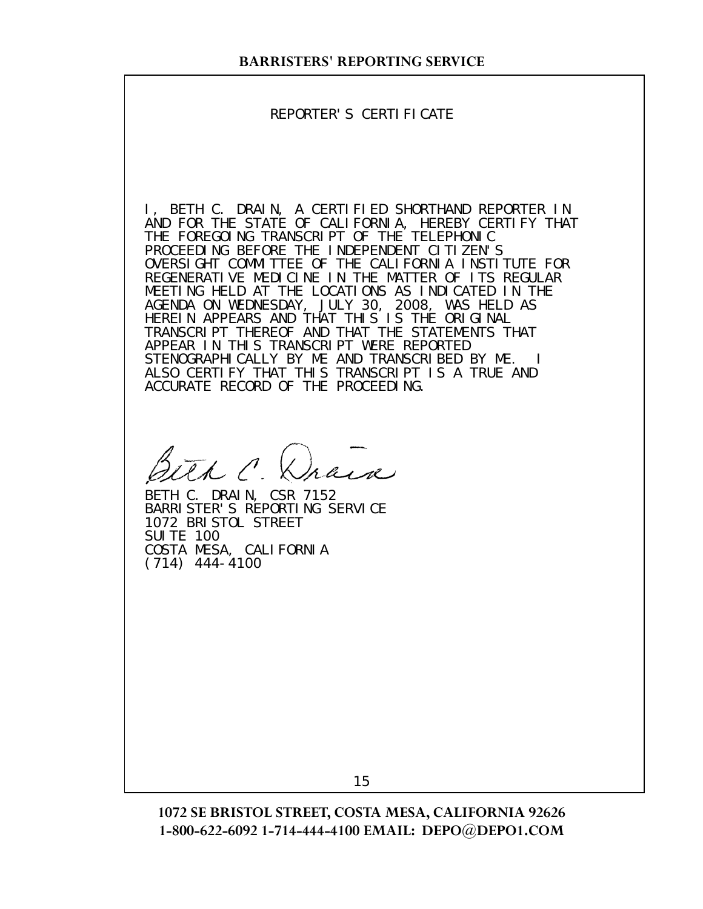REPORTER'S CERTIFICATE

I, BETH C. DRAIN, A CERTIFIED SHORTHAND REPORTER IN AND FOR THE STATE OF CALIFORNIA, HEREBY CERTIFY THAT THE FOREGOING TRANSCRIPT OF THE TELEPHONIC PROCEEDING BEFORE THE INDEPENDENT CITIZEN'S OVERSIGHT COMMITTEE OF THE CALIFORNIA INSTITUTE FOR REGENERATIVE MEDICINE IN THE MATTER OF ITS REGULAR MEETING HELD AT THE LOCATIONS AS INDICATED IN THE AGENDA ON WEDNESDAY, JULY 30, 2008, WAS HELD AS HEREIN APPEARS AND THAT THIS IS THE ORIGINAL TRANSCRIPT THEREOF AND THAT THE STATEMENTS THAT APPEAR IN THIS TRANSCRIPT WERE REPORTED STENOGRAPHICALLY BY ME AND TRANSCRIBED BY ME. I ALSO CERTIFY THAT THIS TRANSCRIPT IS A TRUE AND ACCURATE RECORD OF THE PROCEEDING.

Beth C. Drain

BETH C. DRAIN, CSR 7152
BARRISTER'S REPORTING SERVICE
1072 BRISTOL STREET
SUITE 100
COSTA MESA, CALIFORNIA
(714) 444-4100